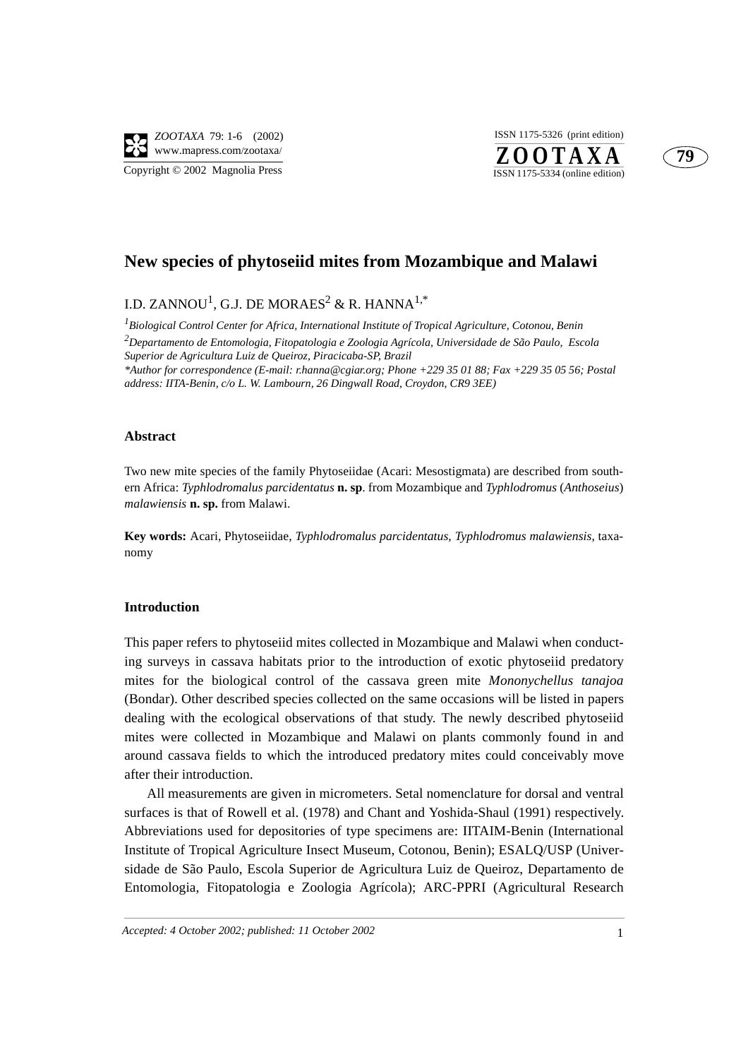# New species of phytoseiid mites from Mozambique and Malawi

I.D. ZANNOU[1], G.J. DE MORAES[2] & R. HANNA[1,*]

[1] *Biological Control Center for Africa, International Institute of Tropical Agriculture, Cotonou, Benin*

[2] *Departamento de Entomologia, Fitopatologia e Zoologia Agrícola, Universidade de São Paulo, Escola Superior de Agricultura Luiz de Queiroz, Piracicaba-SP, Brazil*

*\*Author for correspondence (E-mail: r.hanna@cgiar.org; Phone +229 35 01 88; Fax +229 35 05 56; Postal address: IITA-Benin, c/o L. W. Lambourn, 26 Dingwall Road, Croydon, CR9 3EE)*

## Abstract

Two new mite species of the family Phytoseiidae (Acari: Mesostigmata) are described from southern Africa: *Typhlodromalus parcidentatus* **n. sp**. from Mozambique and *Typhlodromus* (*Anthoseius*) *malawiensis* **n. sp.** from Malawi.

**Key words:** Acari, Phytoseiidae, *Typhlodromalus parcidentatus*, *Typhlodromus malawiensis*, taxonomy

## Introduction

This paper refers to phytoseiid mites collected in Mozambique and Malawi when conducting surveys in cassava habitats prior to the introduction of exotic phytoseiid predatory mites for the biological control of the cassava green mite *Mononychellus tanajoa* (Bondar). Other described species collected on the same occasions will be listed in papers dealing with the ecological observations of that study. The newly described phytoseiid mites were collected in Mozambique and Malawi on plants commonly found in and around cassava fields to which the introduced predatory mites could conceivably move after their introduction.

All measurements are given in micrometers. Setal nomenclature for dorsal and ventral surfaces is that of Rowell et al. (1978) and Chant and Yoshida-Shaul (1991) respectively. Abbreviations used for depositories of type specimens are: IITAIM-Benin (International Institute of Tropical Agriculture Insect Museum, Cotonou, Benin); ESALQ/USP (Universidade de São Paulo, Escola Superior de Agricultura Luiz de Queiroz, Departamento de Entomologia, Fitopatologia e Zoologia Agrícola); ARC-PPRI (Agricultural Research

*Accepted: 4 October 2002; published: 11 October 2002*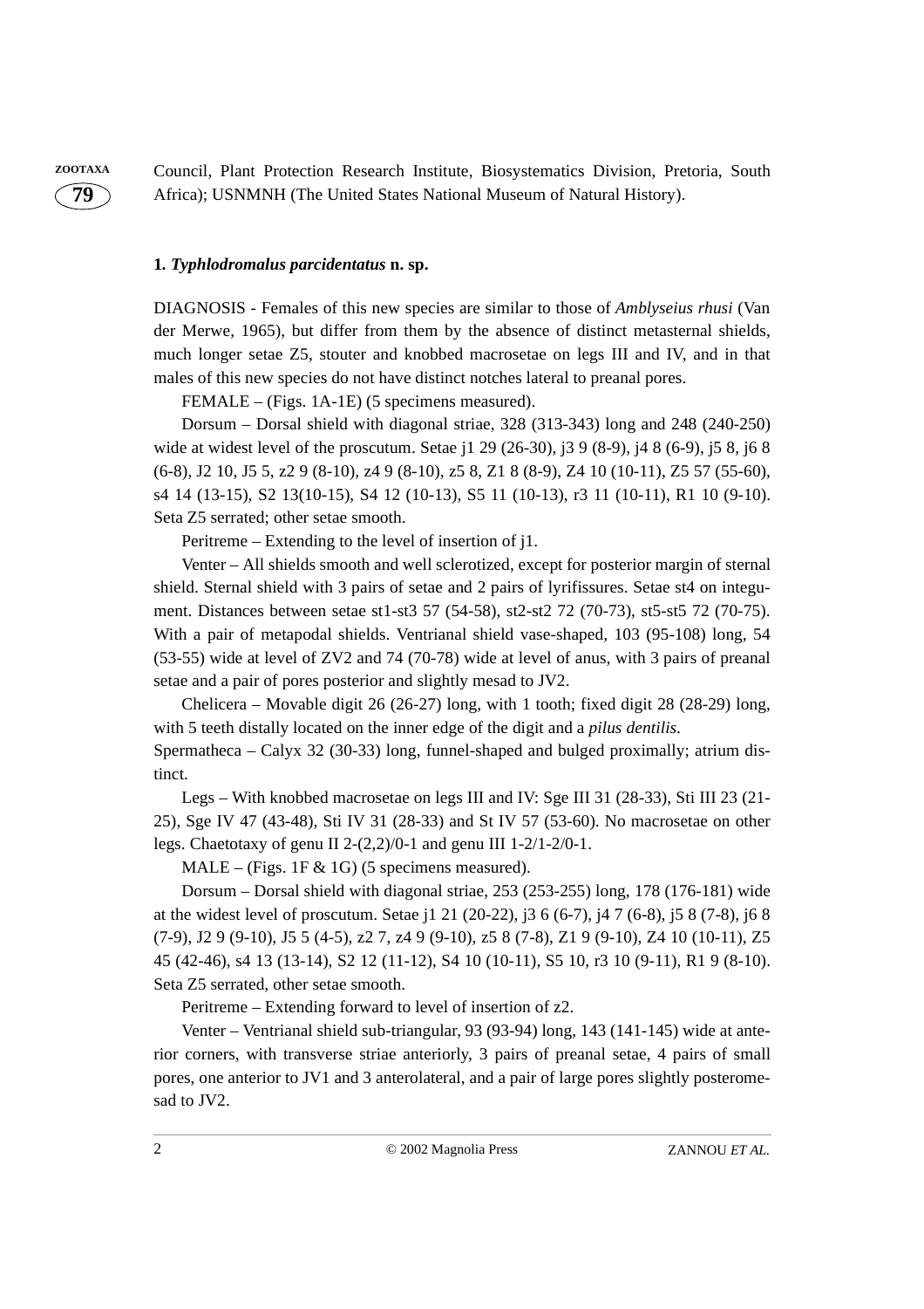Council, Plant Protection Research Institute, Biosystematics Division, Pretoria, South Africa); USNMNH (The United States National Museum of Natural History).

### 1. *Typhlodromalus parcidentatus* n. sp.

DIAGNOSIS - Females of this new species are similar to those of *Amblyseius rhusi* (Van der Merwe, 1965), but differ from them by the absence of distinct metasternal shields, much longer setae Z5, stouter and knobbed macrosetae on legs III and IV, and in that males of this new species do not have distinct notches lateral to preanal pores.

FEMALE – (Figs. 1A-1E) (5 specimens measured).

Dorsum – Dorsal shield with diagonal striae, 328 (313-343) long and 248 (240-250) wide at widest level of the proscutum. Setae j1 29 (26-30), j3 9 (8-9), j4 8 (6-9), j5 8, j6 8 (6-8), J2 10, J5 5, z2 9 (8-10), z4 9 (8-10), z5 8, Z1 8 (8-9), Z4 10 (10-11), Z5 57 (55-60), s4 14 (13-15), S2 13(10-15), S4 12 (10-13), S5 11 (10-13), r3 11 (10-11), R1 10 (9-10). Seta Z5 serrated; other setae smooth.

Peritreme – Extending to the level of insertion of j1.

Venter – All shields smooth and well sclerotized, except for posterior margin of sternal shield. Sternal shield with 3 pairs of setae and 2 pairs of lyrifissures. Setae st4 on integument. Distances between setae st1-st3 57 (54-58), st2-st2 72 (70-73), st5-st5 72 (70-75). With a pair of metapodal shields. Ventrianal shield vase-shaped, 103 (95-108) long, 54 (53-55) wide at level of ZV2 and 74 (70-78) wide at level of anus, with 3 pairs of preanal setae and a pair of pores posterior and slightly mesad to JV2.

Chelicera – Movable digit 26 (26-27) long, with 1 tooth; fixed digit 28 (28-29) long, with 5 teeth distally located on the inner edge of the digit and a *pilus dentilis*.

Spermatheca – Calyx 32 (30-33) long, funnel-shaped and bulged proximally; atrium distinct.

Legs – With knobbed macrosetae on legs III and IV: Sge III 31 (28-33), Sti III 23 (21-25), Sge IV 47 (43-48), Sti IV 31 (28-33) and St IV 57 (53-60). No macrosetae on other legs. Chaetotaxy of genu II 2-(2,2)/0-1 and genu III 1-2/1-2/0-1.

MALE – (Figs. 1F & 1G) (5 specimens measured).

Dorsum – Dorsal shield with diagonal striae, 253 (253-255) long, 178 (176-181) wide at the widest level of proscutum. Setae j1 21 (20-22), j3 6 (6-7), j4 7 (6-8), j5 8 (7-8), j6 8 (7-9), J2 9 (9-10), J5 5 (4-5), z2 7, z4 9 (9-10), z5 8 (7-8), Z1 9 (9-10), Z4 10 (10-11), Z5 45 (42-46), s4 13 (13-14), S2 12 (11-12), S4 10 (10-11), S5 10, r3 10 (9-11), R1 9 (8-10). Seta Z5 serrated, other setae smooth.

Peritreme – Extending forward to level of insertion of z2.

Venter – Ventrianal shield sub-triangular, 93 (93-94) long, 143 (141-145) wide at anterior corners, with transverse striae anteriorly, 3 pairs of preanal setae, 4 pairs of small pores, one anterior to JV1 and 3 anterolateral, and a pair of large pores slightly posteromesad to JV2.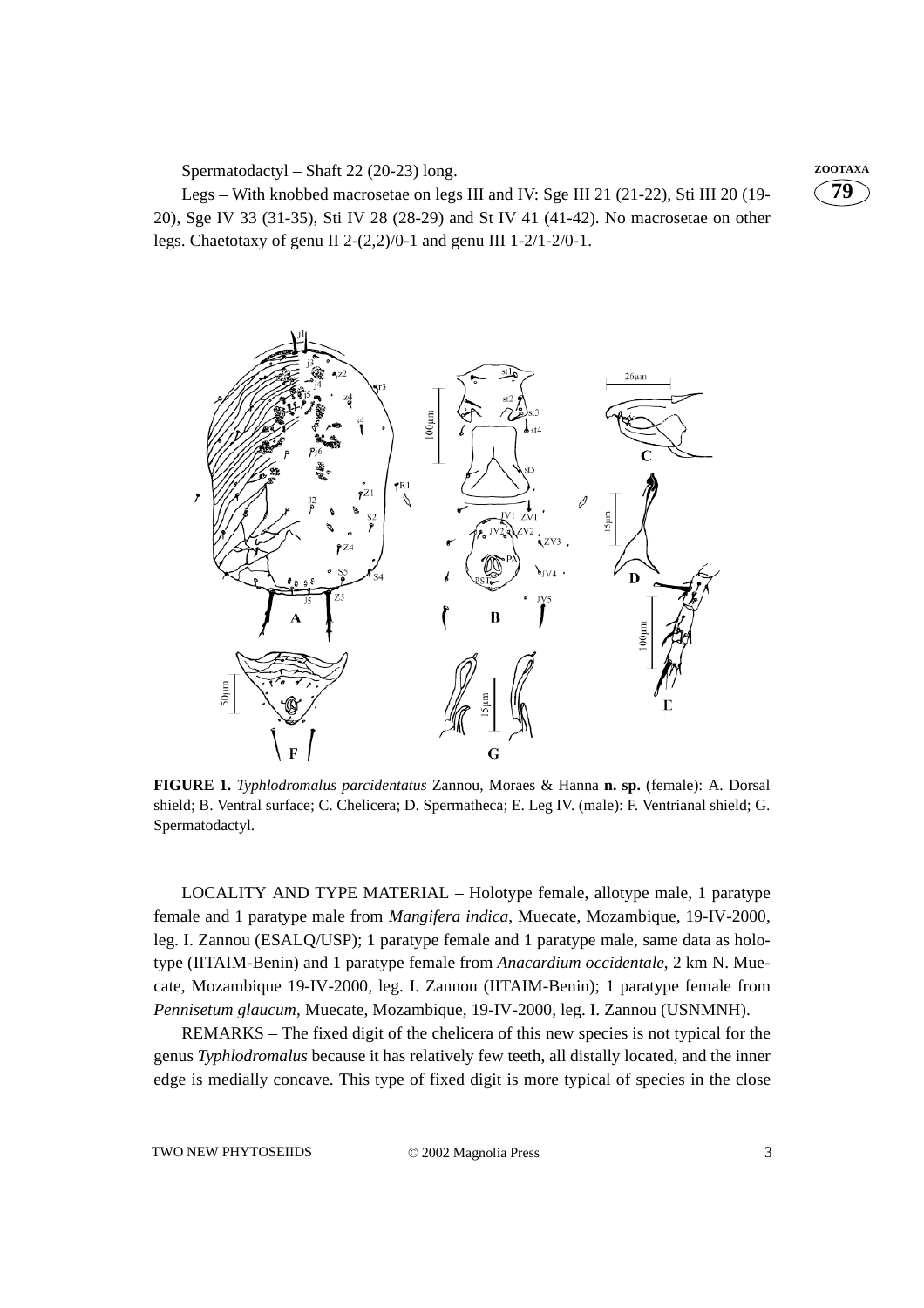Spermatodactyl – Shaft 22 (20-23) long.

Legs – With knobbed macrosetae on legs III and IV: Sge III 21 (21-22), Sti III 20 (19-20), Sge IV 33 (31-35), Sti IV 28 (28-29) and St IV 41 (41-42). No macrosetae on other legs. Chaetotaxy of genu II 2-(2,2)/0-1 and genu III 1-2/1-2/0-1.

**FIGURE 1.** *Typhlodromalus parcidentatus* Zannou, Moraes & Hanna **n. sp.** (female): A. Dorsal shield; B. Ventral surface; C. Chelicera; D. Spermatheca; E. Leg IV. (male): F. Ventrianal shield; G. Spermatodactyl.

LOCALITY AND TYPE MATERIAL – Holotype female, allotype male, 1 paratype female and 1 paratype male from *Mangifera indica*, Muecate, Mozambique, 19-IV-2000, leg. I. Zannou (ESALQ/USP); 1 paratype female and 1 paratype male, same data as holotype (IITAIM-Benin) and 1 paratype female from *Anacardium occidentale*, 2 km N. Muecate, Mozambique 19-IV-2000, leg. I. Zannou (IITAIM-Benin); 1 paratype female from *Pennisetum glaucum*, Muecate, Mozambique, 19-IV-2000, leg. I. Zannou (USNMNH).

REMARKS – The fixed digit of the chelicera of this new species is not typical for the genus *Typhlodromalus* because it has relatively few teeth, all distally located, and the inner edge is medially concave. This type of fixed digit is more typical of species in the close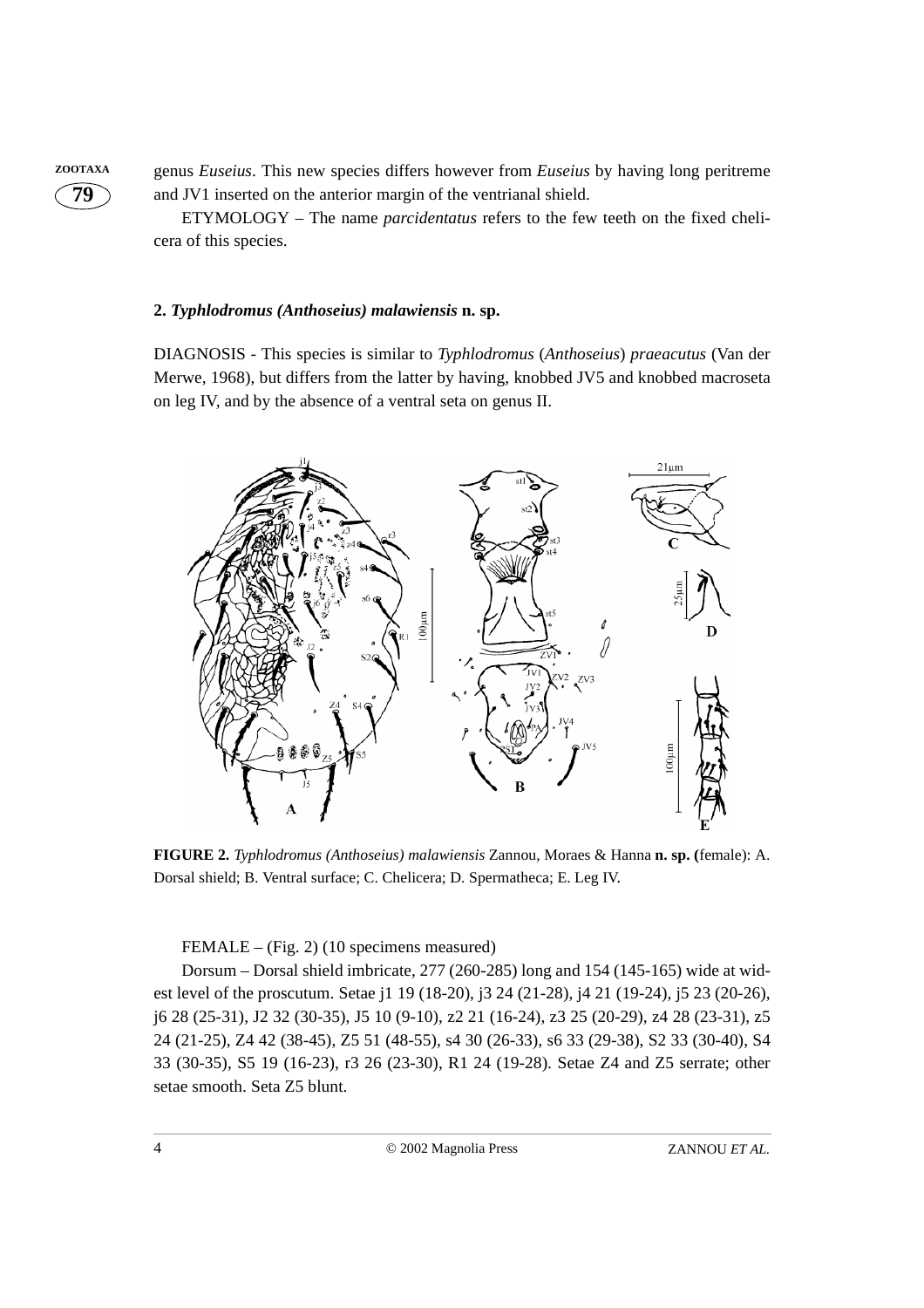genus *Euseius*. This new species differs however from *Euseius* by having long peritreme and JV1 inserted on the anterior margin of the ventrianal shield.

ETYMOLOGY – The name *parcidentatus* refers to the few teeth on the fixed chelicera of this species.

### 2. *Typhlodromus (Anthoseius) malawiensis* n. sp.

DIAGNOSIS - This species is similar to *Typhlodromus* (*Anthoseius*) *praeacutus* (Van der Merwe, 1968), but differs from the latter by having, knobbed JV5 and knobbed macroseta on leg IV, and by the absence of a ventral seta on genus II.

**FIGURE 2.** *Typhlodromus (Anthoseius) malawiensis* Zannou, Moraes & Hanna **n. sp. (**female): A. Dorsal shield; B. Ventral surface; C. Chelicera; D. Spermatheca; E. Leg IV.

FEMALE – (Fig. 2) (10 specimens measured)

Dorsum – Dorsal shield imbricate, 277 (260-285) long and 154 (145-165) wide at widest level of the proscutum. Setae j1 19 (18-20), j3 24 (21-28), j4 21 (19-24), j5 23 (20-26), j6 28 (25-31), J2 32 (30-35), J5 10 (9-10), z2 21 (16-24), z3 25 (20-29), z4 28 (23-31), z5 24 (21-25), Z4 42 (38-45), Z5 51 (48-55), s4 30 (26-33), s6 33 (29-38), S2 33 (30-40), S4 33 (30-35), S5 19 (16-23), r3 26 (23-30), R1 24 (19-28). Setae Z4 and Z5 serrate; other setae smooth. Seta Z5 blunt.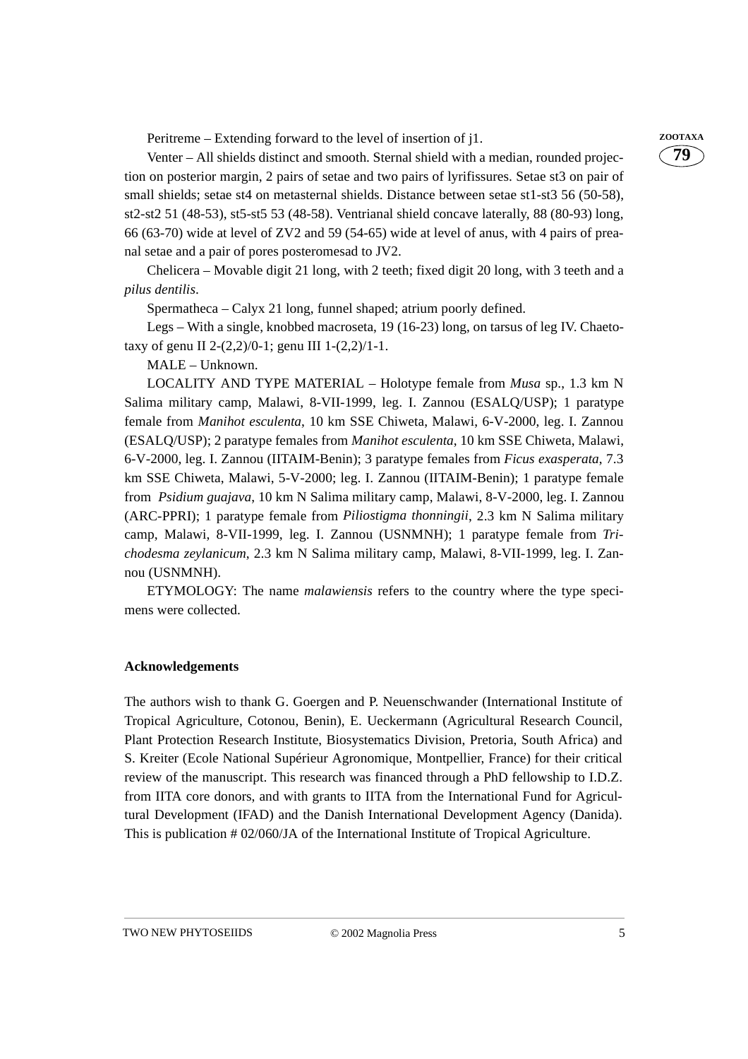Peritreme – Extending forward to the level of insertion of j1.

Venter – All shields distinct and smooth. Sternal shield with a median, rounded projection on posterior margin, 2 pairs of setae and two pairs of lyrifissures. Setae st3 on pair of small shields; setae st4 on metasternal shields. Distance between setae st1-st3 56 (50-58), st2-st2 51 (48-53), st5-st5 53 (48-58). Ventrianal shield concave laterally, 88 (80-93) long, 66 (63-70) wide at level of ZV2 and 59 (54-65) wide at level of anus, with 4 pairs of preanal setae and a pair of pores posteromesad to JV2.

Chelicera – Movable digit 21 long, with 2 teeth; fixed digit 20 long, with 3 teeth and a *pilus dentilis*.

Spermatheca – Calyx 21 long, funnel shaped; atrium poorly defined.

Legs – With a single, knobbed macroseta, 19 (16-23) long, on tarsus of leg IV. Chaetotaxy of genu II 2-(2,2)/0-1; genu III 1-(2,2)/1-1.

MALE – Unknown.

LOCALITY AND TYPE MATERIAL – Holotype female from *Musa* sp., 1.3 km N Salima military camp, Malawi, 8-VII-1999, leg. I. Zannou (ESALQ/USP); 1 paratype female from *Manihot esculenta*, 10 km SSE Chiweta, Malawi, 6-V-2000, leg. I. Zannou (ESALQ/USP); 2 paratype females from *Manihot esculenta*, 10 km SSE Chiweta, Malawi, 6-V-2000, leg. I. Zannou (IITAIM-Benin); 3 paratype females from *Ficus exasperata*, 7.3 km SSE Chiweta, Malawi, 5-V-2000; leg. I. Zannou (IITAIM-Benin); 1 paratype female from *Psidium guajava*, 10 km N Salima military camp, Malawi, 8-V-2000, leg. I. Zannou (ARC-PPRI); 1 paratype female from *Piliostigma thonningii*, 2.3 km N Salima military camp, Malawi, 8-VII-1999, leg. I. Zannou (USNMNH); 1 paratype female from *Trichodesma zeylanicum*, 2.3 km N Salima military camp, Malawi, 8-VII-1999, leg. I. Zannou (USNMNH).

ETYMOLOGY: The name *malawiensis* refers to the country where the type specimens were collected.

## Acknowledgements

The authors wish to thank G. Goergen and P. Neuenschwander (International Institute of Tropical Agriculture, Cotonou, Benin), E. Ueckermann (Agricultural Research Council, Plant Protection Research Institute, Biosystematics Division, Pretoria, South Africa) and S. Kreiter (Ecole National Supérieur Agronomique, Montpellier, France) for their critical review of the manuscript. This research was financed through a PhD fellowship to I.D.Z. from IITA core donors, and with grants to IITA from the International Fund for Agricultural Development (IFAD) and the Danish International Development Agency (Danida). This is publication # 02/060/JA of the International Institute of Tropical Agriculture.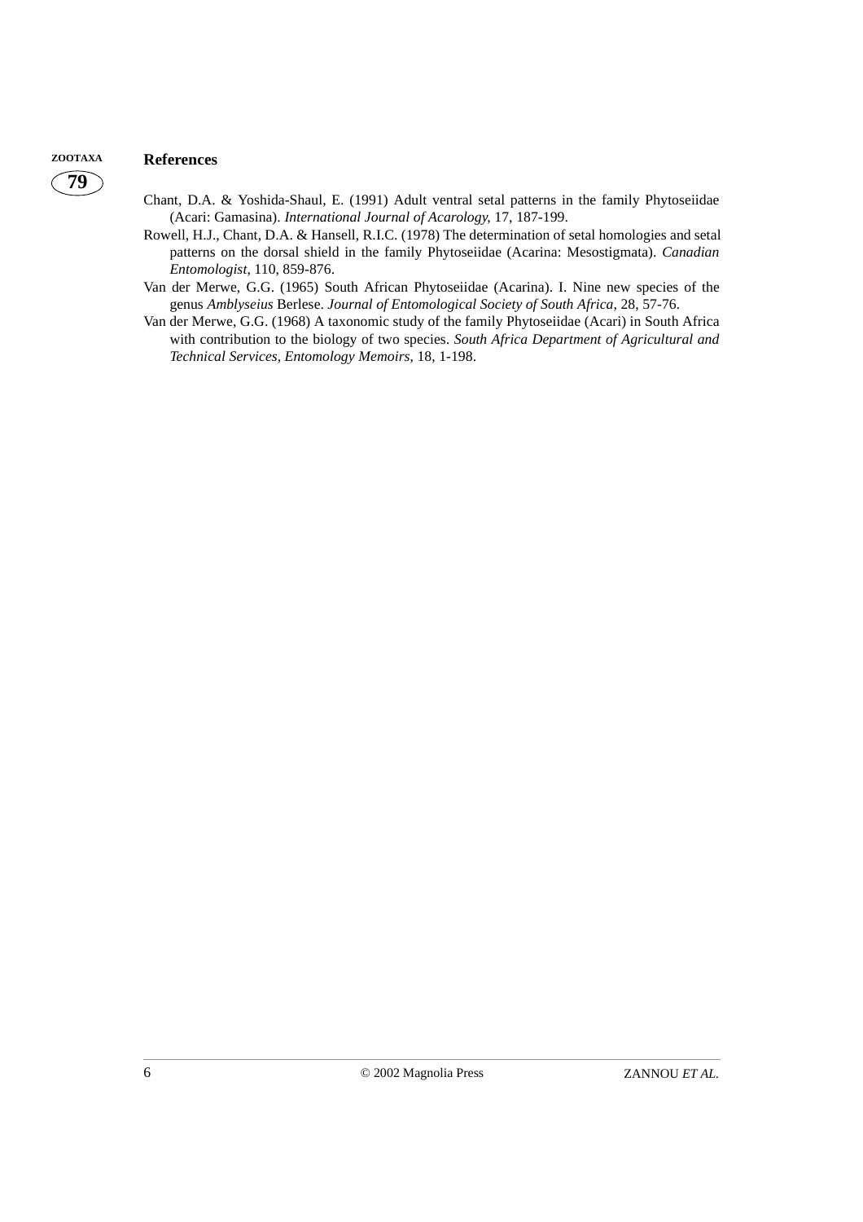## References

Chant, D.A. & Yoshida-Shaul, E. (1991) Adult ventral setal patterns in the family Phytoseiidae (Acari: Gamasina). *International Journal of Acarology*, 17, 187-199.

Rowell, H.J., Chant, D.A. & Hansell, R.I.C. (1978) The determination of setal homologies and setal patterns on the dorsal shield in the family Phytoseiidae (Acarina: Mesostigmata). *Canadian Entomologist*, 110, 859-876.

Van der Merwe, G.G. (1965) South African Phytoseiidae (Acarina). I. Nine new species of the genus *Amblyseius* Berlese. *Journal of Entomological Society of South Africa*, 28, 57-76.

Van der Merwe, G.G. (1968) A taxonomic study of the family Phytoseiidae (Acari) in South Africa with contribution to the biology of two species. *South Africa Department of Agricultural and Technical Services, Entomology Memoirs*, 18, 1-198.